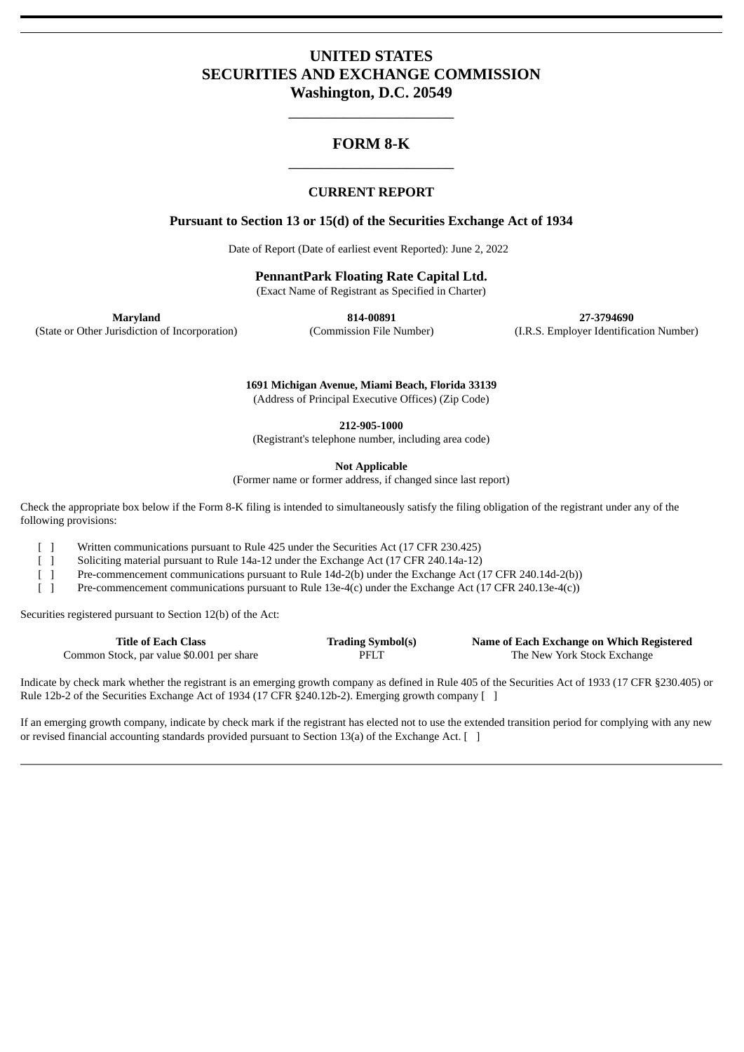# UNITED STATES
# SECURITIES AND EXCHANGE COMMISSION
# Washington, D.C. 20549

---

## FORM 8-K

---

### CURRENT REPORT

**Pursuant to Section 13 or 15(d) of the Securities Exchange Act of 1934**

Date of Report (Date of earliest event Reported): June 2, 2022

**PennantPark Floating Rate Capital Ltd.**
(Exact Name of Registrant as Specified in Charter)

| **Maryland** | **814-00891** | **27-3794690** |
|---|---|---|
| (State or Other Jurisdiction of Incorporation) | (Commission File Number) | (I.R.S. Employer Identification Number) |

**1691 Michigan Avenue, Miami Beach, Florida 33139**
(Address of Principal Executive Offices) (Zip Code)

**212-905-1000**
(Registrant's telephone number, including area code)

**Not Applicable**
(Former name or former address, if changed since last report)

Check the appropriate box below if the Form 8-K filing is intended to simultaneously satisfy the filing obligation of the registrant under any of the following provisions:

[ ] Written communications pursuant to Rule 425 under the Securities Act (17 CFR 230.425)
[ ] Soliciting material pursuant to Rule 14a-12 under the Exchange Act (17 CFR 240.14a-12)
[ ] Pre-commencement communications pursuant to Rule 14d-2(b) under the Exchange Act (17 CFR 240.14d-2(b))
[ ] Pre-commencement communications pursuant to Rule 13e-4(c) under the Exchange Act (17 CFR 240.13e-4(c))

Securities registered pursuant to Section 12(b) of the Act:

| Title of Each Class | Trading Symbol(s) | Name of Each Exchange on Which Registered |
|---|---|---|
| Common Stock, par value $0.001 per share | PFLT | The New York Stock Exchange |

Indicate by check mark whether the registrant is an emerging growth company as defined in Rule 405 of the Securities Act of 1933 (17 CFR §230.405) or Rule 12b-2 of the Securities Exchange Act of 1934 (17 CFR §240.12b-2). Emerging growth company [ ]

If an emerging growth company, indicate by check mark if the registrant has elected not to use the extended transition period for complying with any new or revised financial accounting standards provided pursuant to Section 13(a) of the Exchange Act. [ ]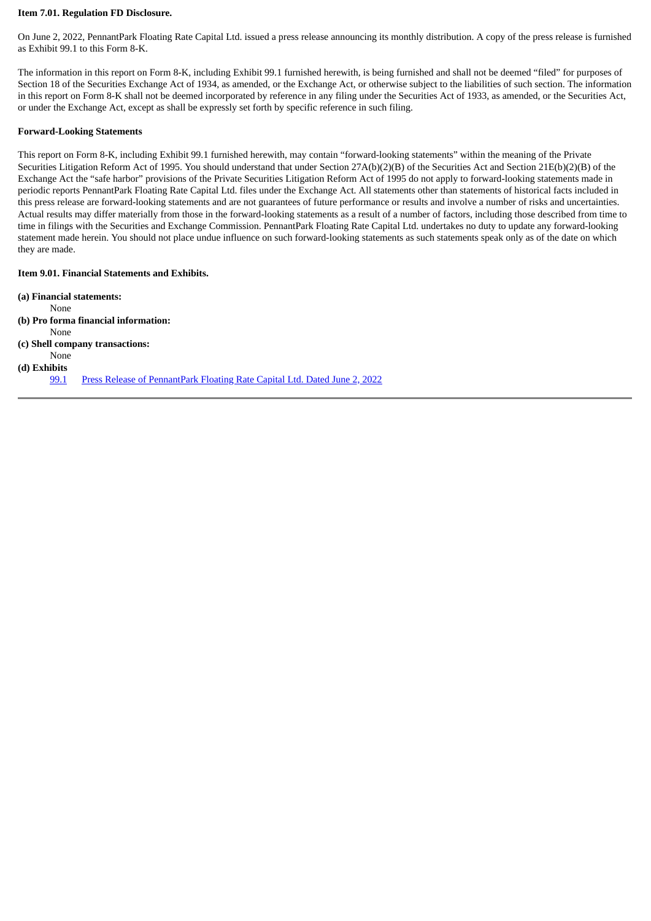**Item 7.01. Regulation FD Disclosure.**

On June 2, 2022, PennantPark Floating Rate Capital Ltd. issued a press release announcing its monthly distribution. A copy of the press release is furnished as Exhibit 99.1 to this Form 8-K.

The information in this report on Form 8-K, including Exhibit 99.1 furnished herewith, is being furnished and shall not be deemed "filed" for purposes of Section 18 of the Securities Exchange Act of 1934, as amended, or the Exchange Act, or otherwise subject to the liabilities of such section. The information in this report on Form 8-K shall not be deemed incorporated by reference in any filing under the Securities Act of 1933, as amended, or the Securities Act, or under the Exchange Act, except as shall be expressly set forth by specific reference in such filing.

**Forward-Looking Statements**

This report on Form 8-K, including Exhibit 99.1 furnished herewith, may contain "forward-looking statements" within the meaning of the Private Securities Litigation Reform Act of 1995. You should understand that under Section 27A(b)(2)(B) of the Securities Act and Section 21E(b)(2)(B) of the Exchange Act the "safe harbor" provisions of the Private Securities Litigation Reform Act of 1995 do not apply to forward-looking statements made in periodic reports PennantPark Floating Rate Capital Ltd. files under the Exchange Act. All statements other than statements of historical facts included in this press release are forward-looking statements and are not guarantees of future performance or results and involve a number of risks and uncertainties. Actual results may differ materially from those in the forward-looking statements as a result of a number of factors, including those described from time to time in filings with the Securities and Exchange Commission. PennantPark Floating Rate Capital Ltd. undertakes no duty to update any forward-looking statement made herein. You should not place undue influence on such forward-looking statements as such statements speak only as of the date on which they are made.

**Item 9.01. Financial Statements and Exhibits.**

**(a) Financial statements:**

None

**(b) Pro forma financial information:**

None

**(c) Shell company transactions:**

None

**(d) Exhibits**

99.1 Press Release of PennantPark Floating Rate Capital Ltd. Dated June 2, 2022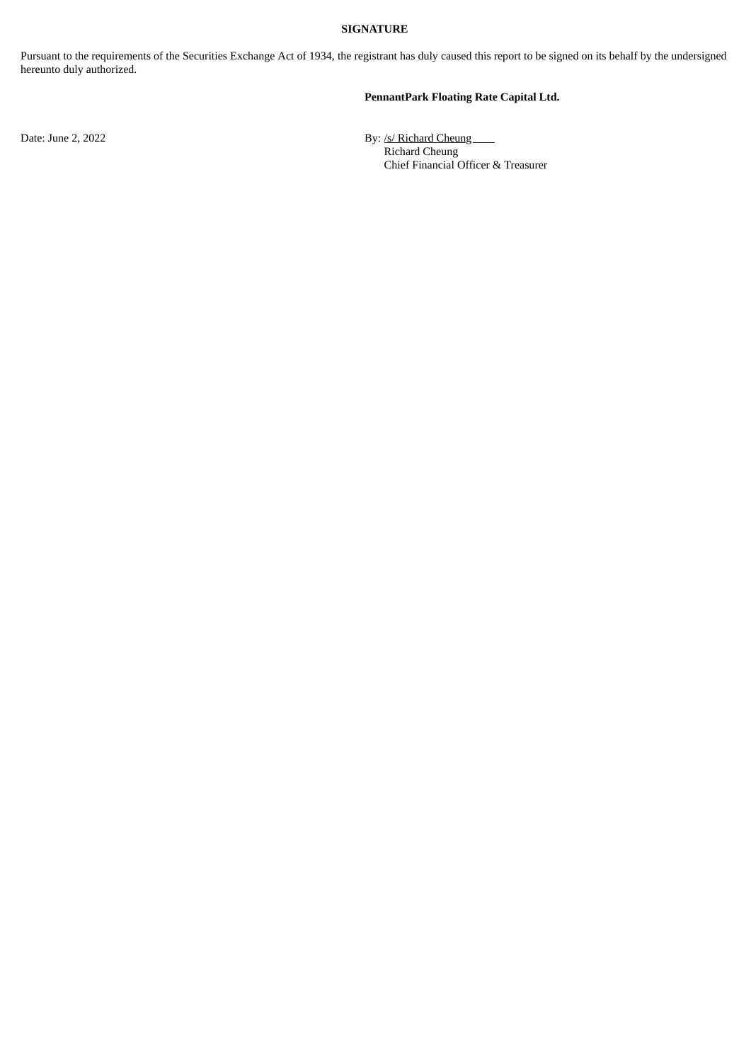**SIGNATURE**

Pursuant to the requirements of the Securities Exchange Act of 1934, the registrant has duly caused this report to be signed on its behalf by the undersigned hereunto duly authorized.

**PennantPark Floating Rate Capital Ltd.**

Date: June 2, 2022

By: /s/ Richard Cheung
Richard Cheung
Chief Financial Officer & Treasurer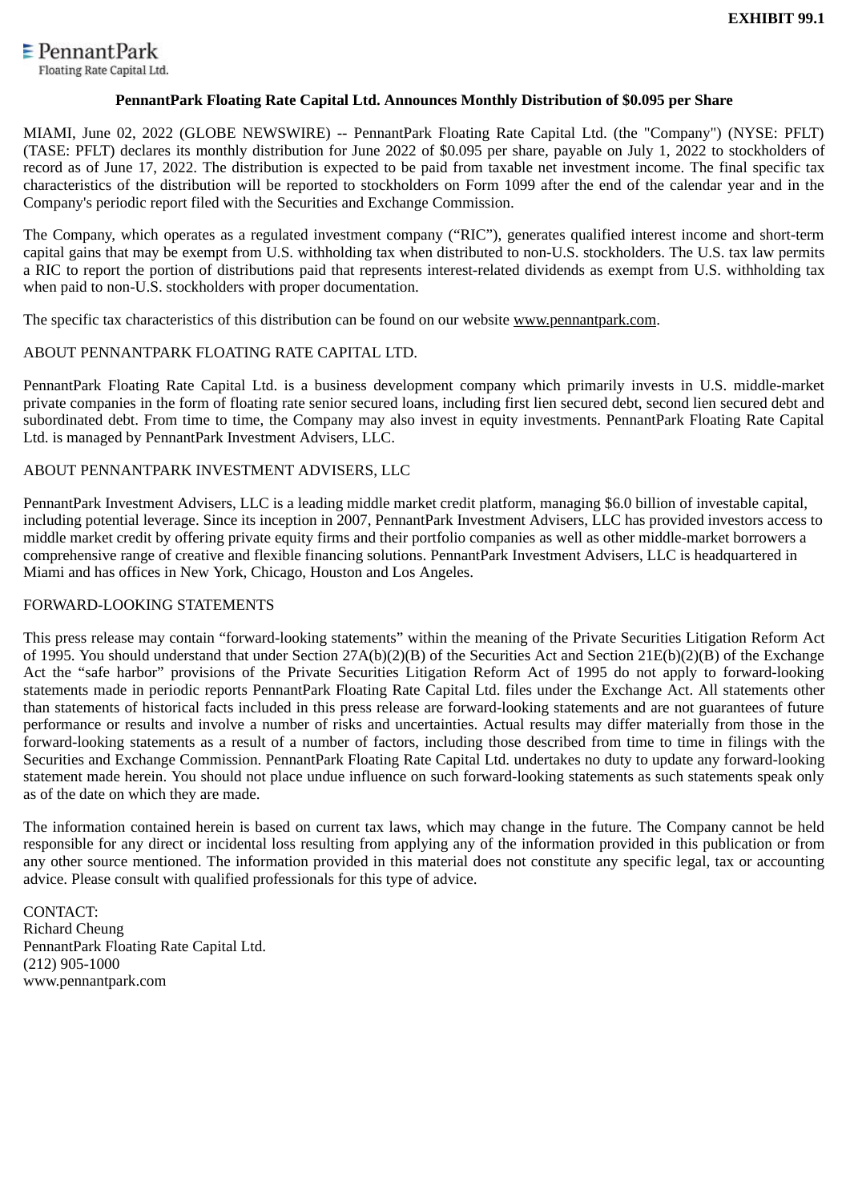**EXHIBIT 99.1**

PennantPark
Floating Rate Capital Ltd.

# PennantPark Floating Rate Capital Ltd. Announces Monthly Distribution of $0.095 per Share

MIAMI, June 02, 2022 (GLOBE NEWSWIRE) -- PennantPark Floating Rate Capital Ltd. (the "Company") (NYSE: PFLT) (TASE: PFLT) declares its monthly distribution for June 2022 of $0.095 per share, payable on July 1, 2022 to stockholders of record as of June 17, 2022. The distribution is expected to be paid from taxable net investment income. The final specific tax characteristics of the distribution will be reported to stockholders on Form 1099 after the end of the calendar year and in the Company's periodic report filed with the Securities and Exchange Commission.

The Company, which operates as a regulated investment company ("RIC"), generates qualified interest income and short-term capital gains that may be exempt from U.S. withholding tax when distributed to non-U.S. stockholders. The U.S. tax law permits a RIC to report the portion of distributions paid that represents interest-related dividends as exempt from U.S. withholding tax when paid to non-U.S. stockholders with proper documentation.

The specific tax characteristics of this distribution can be found on our website www.pennantpark.com.

## ABOUT PENNANTPARK FLOATING RATE CAPITAL LTD.

PennantPark Floating Rate Capital Ltd. is a business development company which primarily invests in U.S. middle-market private companies in the form of floating rate senior secured loans, including first lien secured debt, second lien secured debt and subordinated debt. From time to time, the Company may also invest in equity investments. PennantPark Floating Rate Capital Ltd. is managed by PennantPark Investment Advisers, LLC.

## ABOUT PENNANTPARK INVESTMENT ADVISERS, LLC

PennantPark Investment Advisers, LLC is a leading middle market credit platform, managing $6.0 billion of investable capital, including potential leverage. Since its inception in 2007, PennantPark Investment Advisers, LLC has provided investors access to middle market credit by offering private equity firms and their portfolio companies as well as other middle-market borrowers a comprehensive range of creative and flexible financing solutions. PennantPark Investment Advisers, LLC is headquartered in Miami and has offices in New York, Chicago, Houston and Los Angeles.

## FORWARD-LOOKING STATEMENTS

This press release may contain "forward-looking statements" within the meaning of the Private Securities Litigation Reform Act of 1995. You should understand that under Section 27A(b)(2)(B) of the Securities Act and Section 21E(b)(2)(B) of the Exchange Act the "safe harbor" provisions of the Private Securities Litigation Reform Act of 1995 do not apply to forward-looking statements made in periodic reports PennantPark Floating Rate Capital Ltd. files under the Exchange Act. All statements other than statements of historical facts included in this press release are forward-looking statements and are not guarantees of future performance or results and involve a number of risks and uncertainties. Actual results may differ materially from those in the forward-looking statements as a result of a number of factors, including those described from time to time in filings with the Securities and Exchange Commission. PennantPark Floating Rate Capital Ltd. undertakes no duty to update any forward-looking statement made herein. You should not place undue influence on such forward-looking statements as such statements speak only as of the date on which they are made.

The information contained herein is based on current tax laws, which may change in the future. The Company cannot be held responsible for any direct or incidental loss resulting from applying any of the information provided in this publication or from any other source mentioned. The information provided in this material does not constitute any specific legal, tax or accounting advice. Please consult with qualified professionals for this type of advice.

CONTACT:
Richard Cheung
PennantPark Floating Rate Capital Ltd.
(212) 905-1000
www.pennantpark.com